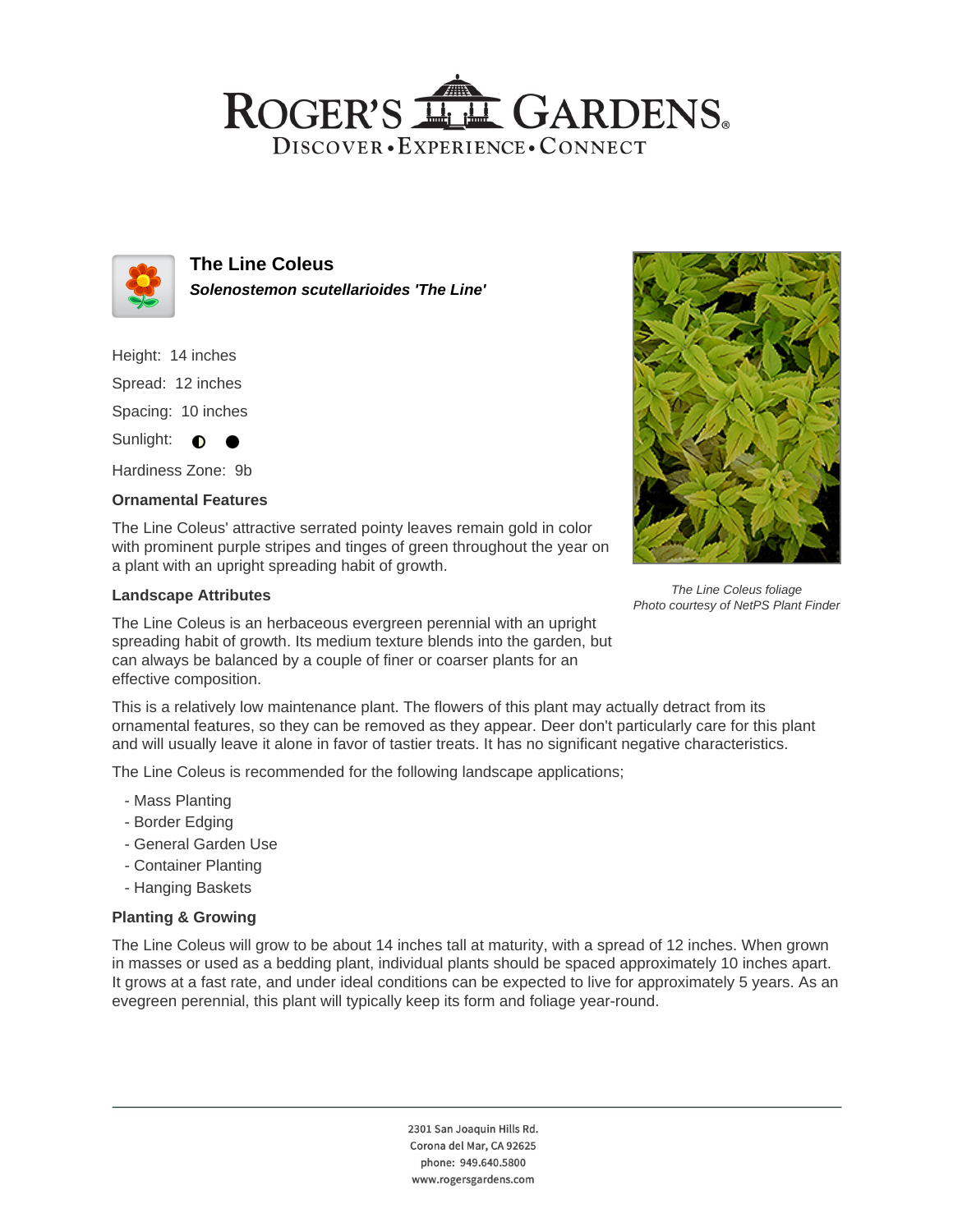# ROGER'S GARDENS

DISCOVER • EXPERIENCE • CONNECT

## The Line Coleus

***Solenostemon scutellarioides 'The Line'***

Height: 14 inches

Spread: 12 inches

Spacing: 10 inches

Sunlight: ◐ ●

Hardiness Zone: 9b

### Ornamental Features

The Line Coleus' attractive serrated pointy leaves remain gold in color with prominent purple stripes and tinges of green throughout the year on a plant with an upright spreading habit of growth.

*The Line Coleus foliage*
*Photo courtesy of NetPS Plant Finder*

### Landscape Attributes

The Line Coleus is an herbaceous evergreen perennial with an upright spreading habit of growth. Its medium texture blends into the garden, but can always be balanced by a couple of finer or coarser plants for an effective composition.

This is a relatively low maintenance plant. The flowers of this plant may actually detract from its ornamental features, so they can be removed as they appear. Deer don't particularly care for this plant and will usually leave it alone in favor of tastier treats. It has no significant negative characteristics.

The Line Coleus is recommended for the following landscape applications;

- Mass Planting
- Border Edging
- General Garden Use
- Container Planting
- Hanging Baskets

### Planting & Growing

The Line Coleus will grow to be about 14 inches tall at maturity, with a spread of 12 inches. When grown in masses or used as a bedding plant, individual plants should be spaced approximately 10 inches apart. It grows at a fast rate, and under ideal conditions can be expected to live for approximately 5 years. As an evegreen perennial, this plant will typically keep its form and foliage year-round.

2301 San Joaquin Hills Rd.
Corona del Mar, CA 92625
phone: 949.640.5800
www.rogersgardens.com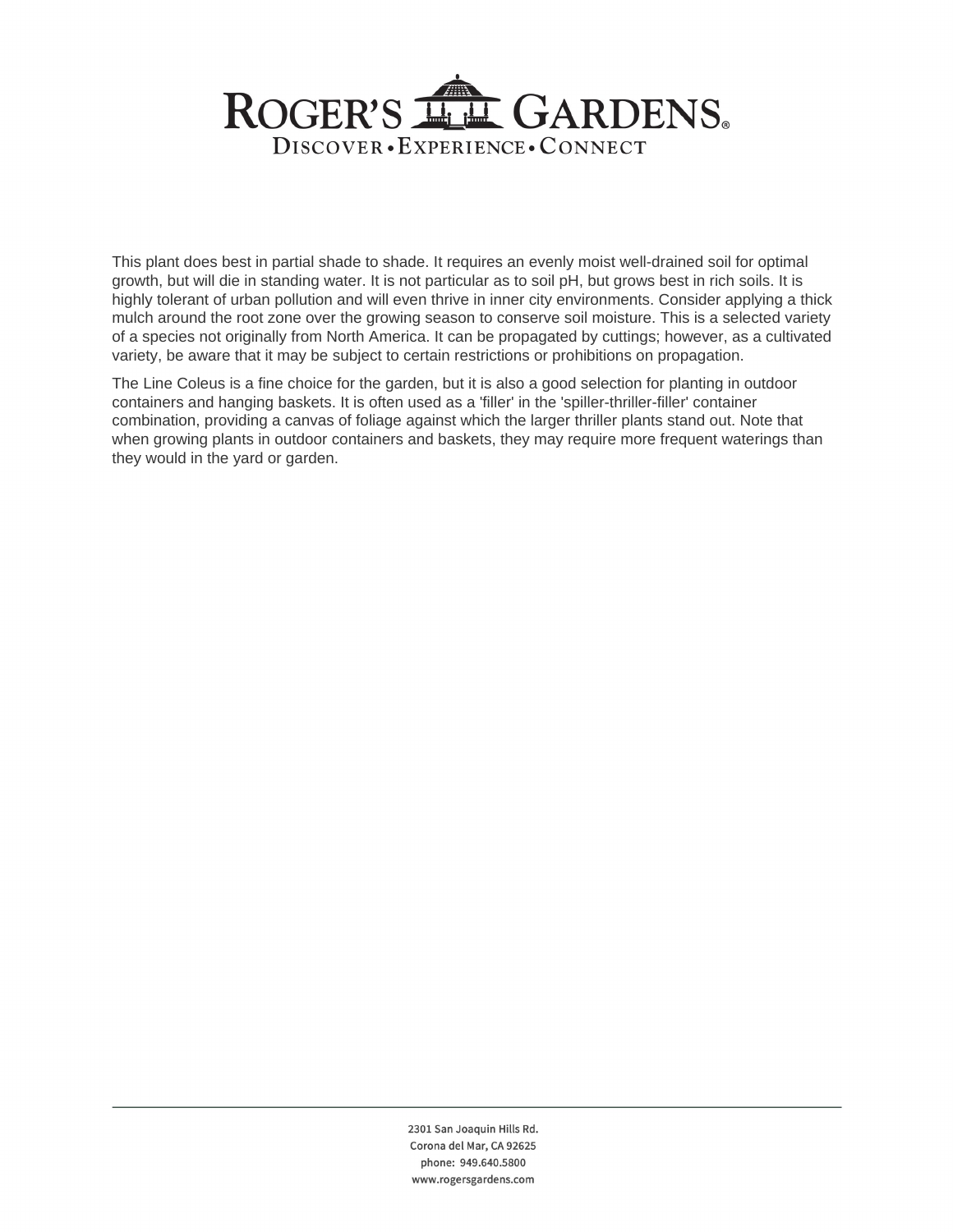This plant does best in partial shade to shade. It requires an evenly moist well-drained soil for optimal growth, but will die in standing water. It is not particular as to soil pH, but grows best in rich soils. It is highly tolerant of urban pollution and will even thrive in inner city environments. Consider applying a thick mulch around the root zone over the growing season to conserve soil moisture. This is a selected variety of a species not originally from North America. It can be propagated by cuttings; however, as a cultivated variety, be aware that it may be subject to certain restrictions or prohibitions on propagation.

The Line Coleus is a fine choice for the garden, but it is also a good selection for planting in outdoor containers and hanging baskets. It is often used as a 'filler' in the 'spiller-thriller-filler' container combination, providing a canvas of foliage against which the larger thriller plants stand out. Note that when growing plants in outdoor containers and baskets, they may require more frequent waterings than they would in the yard or garden.